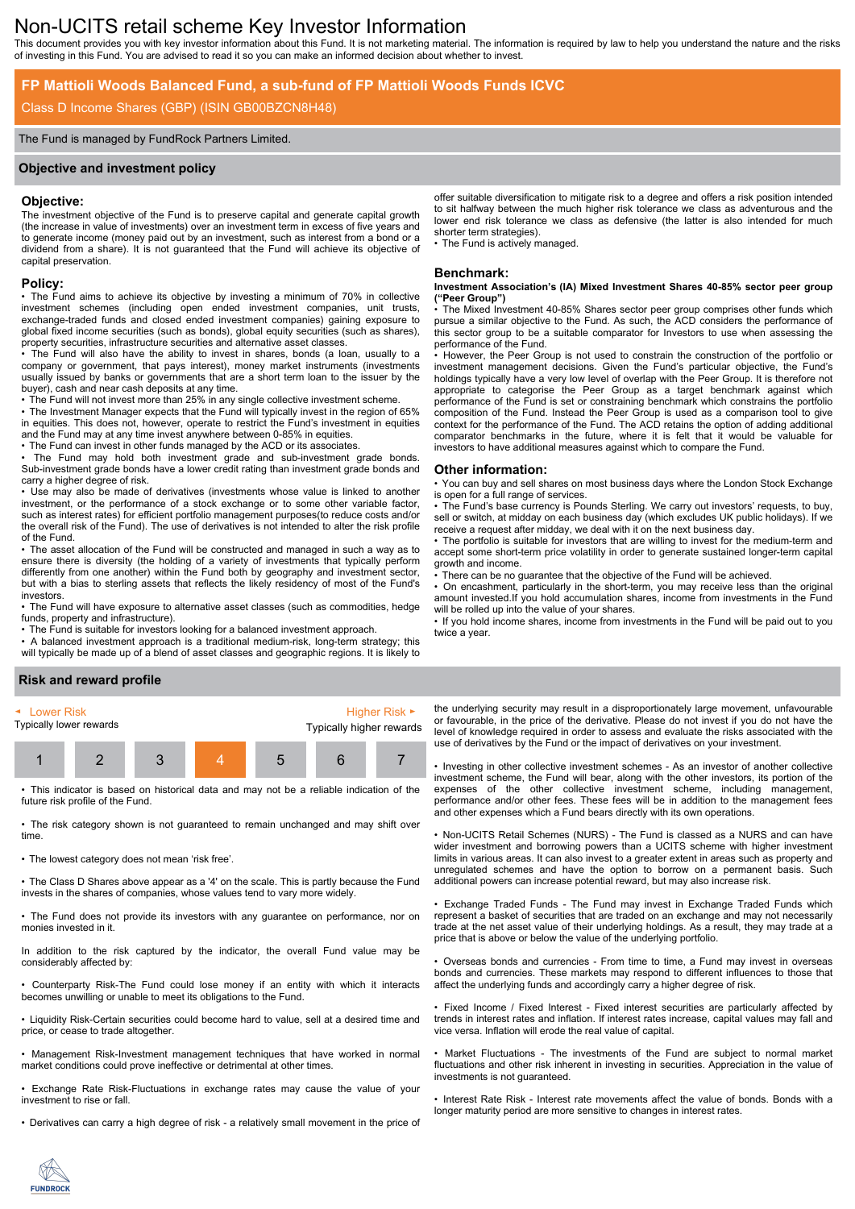# Non-UCITS retail scheme Key Investor Information

This document provides you with key investor information about this Fund. It is not marketing material. The information is required by law to help you understand the nature and the risks of investing in this Fund. You are advised to read it so you can make an informed decision about whether to invest.

## FP Mattioli Woods Balanced Fund, a sub-fund of FP Mattioli Woods Funds ICVC

Class D Income Shares (GBP) (ISIN GB00BZCN8H48)

The Fund is managed by FundRock Partners Limited.

## Objective and investment policy

### Objective:

The investment objective of the Fund is to preserve capital and generate capital growth (the increase in value of investments) over an investment term in excess of five years and to generate income (money paid out by an investment, such as interest from a bond or a dividend from a share). It is not guaranteed that the Fund will achieve its objective of capital preservation.

### Policy:

- The Fund aims to achieve its objective by investing a minimum of 70% in collective investment schemes (including open ended investment companies, unit trusts, exchange-traded funds and closed ended investment companies) gaining exposure to global fixed income securities (such as bonds), global equity securities (such as shares), property securities, infrastructure securities and alternative asset classes.
- The Fund will also have the ability to invest in shares, bonds (a loan, usually to a company or government, that pays interest), money market instruments (investments usually issued by banks or governments that are a short term loan to the issuer by the buyer), cash and near cash deposits at any time.
- The Fund will not invest more than 25% in any single collective investment scheme.
- The Investment Manager expects that the Fund will typically invest in the region of 65% in equities. This does not, however, operate to restrict the Fund's investment in equities and the Fund may at any time invest anywhere between 0-85% in equities.
- The Fund can invest in other funds managed by the ACD or its associates.
- The Fund may hold both investment grade and sub-investment grade bonds. Sub-investment grade bonds have a lower credit rating than investment grade bonds and carry a higher degree of risk.
- Use may also be made of derivatives (investments whose value is linked to another investment, or the performance of a stock exchange or to some other variable factor, such as interest rates) for efficient portfolio management purposes(to reduce costs and/or the overall risk of the Fund). The use of derivatives is not intended to alter the risk profile of the Fund.
- The asset allocation of the Fund will be constructed and managed in such a way as to ensure there is diversity (the holding of a variety of investments that typically perform differently from one another) within the Fund both by geography and investment sector, but with a bias to sterling assets that reflects the likely residency of most of the Fund's investors.
- The Fund will have exposure to alternative asset classes (such as commodities, hedge funds, property and infrastructure).
- The Fund is suitable for investors looking for a balanced investment approach.
- A balanced investment approach is a traditional medium-risk, long-term strategy; this will typically be made up of a blend of asset classes and geographic regions. It is likely to offer suitable diversification to mitigate risk to a degree and offers a risk position intended to sit halfway between the much higher risk tolerance we class as adventurous and the lower end risk tolerance we class as defensive (the latter is also intended for much shorter term strategies).
- The Fund is actively managed.

### Benchmark:

**Investment Association's (IA) Mixed Investment Shares 40-85% sector peer group ("Peer Group")**

- The Mixed Investment 40-85% Shares sector peer group comprises other funds which pursue a similar objective to the Fund. As such, the ACD considers the performance of this sector group to be a suitable comparator for Investors to use when assessing the performance of the Fund.
- However, the Peer Group is not used to constrain the construction of the portfolio or investment management decisions. Given the Fund's particular objective, the Fund's holdings typically have a very low level of overlap with the Peer Group. It is therefore not appropriate to categorise the Peer Group as a target benchmark against which performance of the Fund is set or constraining benchmark which constrains the portfolio composition of the Fund. Instead the Peer Group is used as a comparison tool to give context for the performance of the Fund. The ACD retains the option of adding additional comparator benchmarks in the future, where it is felt that it would be valuable for investors to have additional measures against which to compare the Fund.

### Other information:

- You can buy and sell shares on most business days where the London Stock Exchange is open for a full range of services.
- The Fund's base currency is Pounds Sterling. We carry out investors' requests, to buy, sell or switch, at midday on each business day (which excludes UK public holidays). If we receive a request after midday, we deal with it on the next business day.
- The portfolio is suitable for investors that are willing to invest for the medium-term and accept some short-term price volatility in order to generate sustained longer-term capital growth and income.
- There can be no guarantee that the objective of the Fund will be achieved.
- On encashment, particularly in the short-term, you may receive less than the original amount invested.If you hold accumulation shares, income from investments in the Fund will be rolled up into the value of your shares.
- If you hold income shares, income from investments in the Fund will be paid out to you twice a year.

## Risk and reward profile

| ◄ Lower Risk | | | | | | Higher Risk ► |
|---|---|---|---|---|---|---|
| Typically lower rewards | | | | | | Typically higher rewards |
| 1 | 2 | 3 | **4** | 5 | 6 | 7 |

- This indicator is based on historical data and may not be a reliable indication of the future risk profile of the Fund.
- The risk category shown is not guaranteed to remain unchanged and may shift over time.
- The lowest category does not mean 'risk free'.
- The Class D Shares above appear as a '4' on the scale. This is partly because the Fund invests in the shares of companies, whose values tend to vary more widely.
- The Fund does not provide its investors with any guarantee on performance, nor on monies invested in it.

In addition to the risk captured by the indicator, the overall Fund value may be considerably affected by:

- Counterparty Risk-The Fund could lose money if an entity with which it interacts becomes unwilling or unable to meet its obligations to the Fund.
- Liquidity Risk-Certain securities could become hard to value, sell at a desired time and price, or cease to trade altogether.
- Management Risk-Investment management techniques that have worked in normal market conditions could prove ineffective or detrimental at other times.
- Exchange Rate Risk-Fluctuations in exchange rates may cause the value of your investment to rise or fall.
- Derivatives can carry a high degree of risk - a relatively small movement in the price of the underlying security may result in a disproportionately large movement, unfavourable or favourable, in the price of the derivative. Please do not invest if you do not have the level of knowledge required in order to assess and evaluate the risks associated with the use of derivatives by the Fund or the impact of derivatives on your investment.
- Investing in other collective investment schemes - As an investor of another collective investment scheme, the Fund will bear, along with the other investors, its portion of the expenses of the other collective investment scheme, including management, performance and/or other fees. These fees will be in addition to the management fees and other expenses which a Fund bears directly with its own operations.
- Non-UCITS Retail Schemes (NURS) - The Fund is classed as a NURS and can have wider investment and borrowing powers than a UCITS scheme with higher investment limits in various areas. It can also invest to a greater extent in areas such as property and unregulated schemes and have the option to borrow on a permanent basis. Such additional powers can increase potential reward, but may also increase risk.
- Exchange Traded Funds - The Fund may invest in Exchange Traded Funds which represent a basket of securities that are traded on an exchange and may not necessarily trade at the net asset value of their underlying holdings. As a result, they may trade at a price that is above or below the value of the underlying portfolio.
- Overseas bonds and currencies - From time to time, a Fund may invest in overseas bonds and currencies. These markets may respond to different influences to those that affect the underlying funds and accordingly carry a higher degree of risk.
- Fixed Income / Fixed Interest - Fixed interest securities are particularly affected by trends in interest rates and inflation. If interest rates increase, capital values may fall and vice versa. Inflation will erode the real value of capital.
- Market Fluctuations - The investments of the Fund are subject to normal market fluctuations and other risk inherent in investing in securities. Appreciation in the value of investments is not guaranteed.
- Interest Rate Risk - Interest rate movements affect the value of bonds. Bonds with a longer maturity period are more sensitive to changes in interest rates.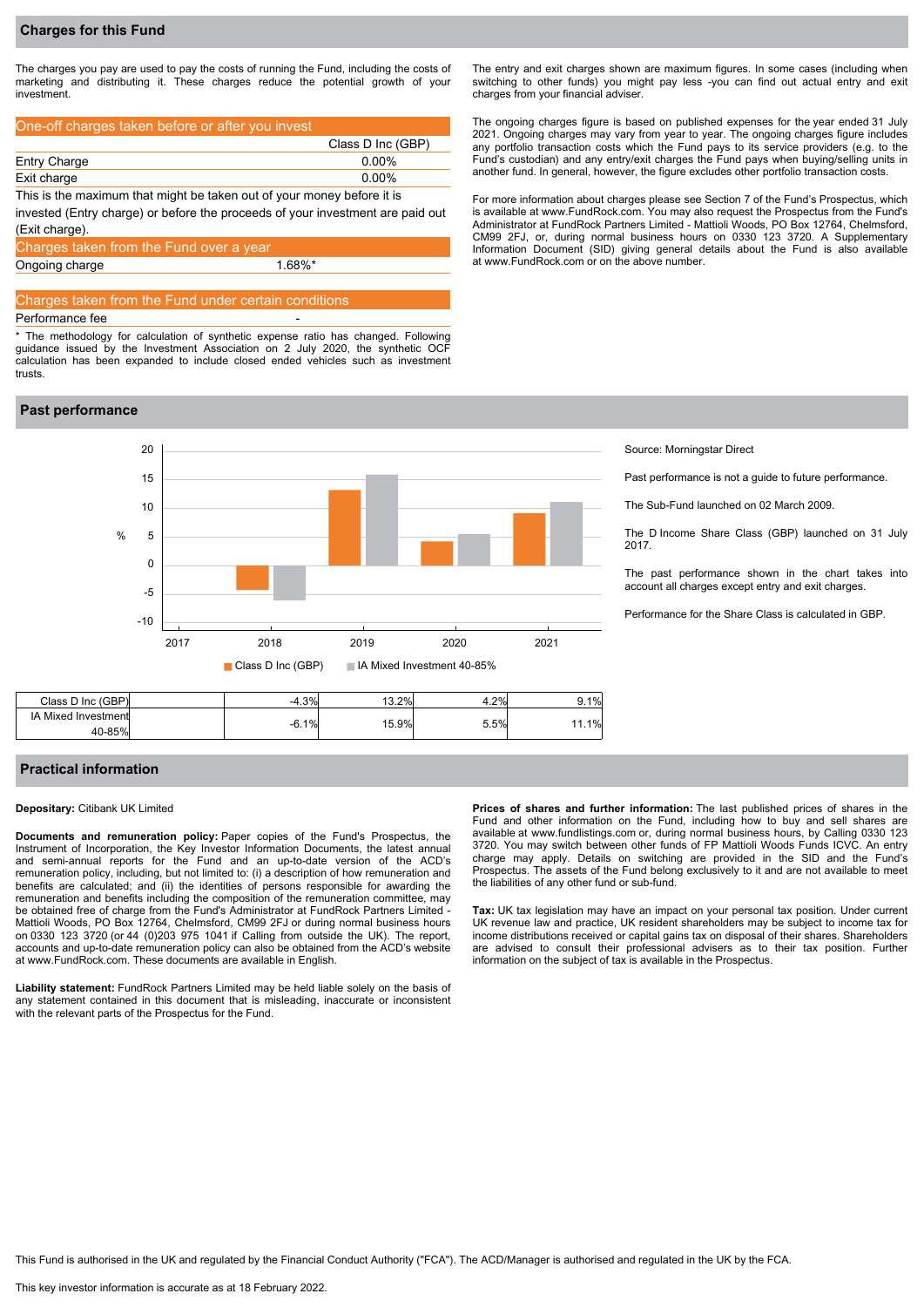## Charges for this Fund

The charges you pay are used to pay the costs of running the Fund, including the costs of marketing and distributing it. These charges reduce the potential growth of your investment.

| One-off charges taken before or after you invest | |
|---|---|
| | Class D Inc (GBP) |
| Entry Charge | 0.00% |
| Exit charge | 0.00% |

This is the maximum that might be taken out of your money before it is invested (Entry charge) or before the proceeds of your investment are paid out (Exit charge).

| Charges taken from the Fund over a year | |
|---|---|
| Ongoing charge | 1.68%* |

| Charges taken from the Fund under certain conditions | |
|---|---|
| Performance fee | - |

* The methodology for calculation of synthetic expense ratio has changed. Following guidance issued by the Investment Association on 2 July 2020, the synthetic OCF calculation has been expanded to include closed ended vehicles such as investment trusts.

The entry and exit charges shown are maximum figures. In some cases (including when switching to other funds) you might pay less -you can find out actual entry and exit charges from your financial adviser.

The ongoing charges figure is based on published expenses for the year ended 31 July 2021. Ongoing charges may vary from year to year. The ongoing charges figure includes any portfolio transaction costs which the Fund pays to its service providers (e.g. to the Fund's custodian) and any entry/exit charges the Fund pays when buying/selling units in another fund. In general, however, the figure excludes other portfolio transaction costs.

For more information about charges please see Section 7 of the Fund's Prospectus, which is available at www.FundRock.com. You may also request the Prospectus from the Fund's Administrator at FundRock Partners Limited - Mattioli Woods, PO Box 12764, Chelmsford, CM99 2FJ, or, during normal business hours on 0330 123 3720. A Supplementary Information Document (SID) giving general details about the Fund is also available at www.FundRock.com or on the above number.

## Past performance

%
20
15
10
5
0
-5
-10
2017
2018
2019
2020
2021
Class D Inc (GBP)
IA Mixed Investment 40-85%

| | 2017 | 2018 | 2019 | 2020 | 2021 |
|---|---|---|---|---|---|
| Class D Inc (GBP) | | -4.3% | 13.2% | 4.2% | 9.1% |
| IA Mixed Investment 40-85% | | -6.1% | 15.9% | 5.5% | 11.1% |

Source: Morningstar Direct

Past performance is not a guide to future performance.

The Sub-Fund launched on 02 March 2009.

The D Income Share Class (GBP) launched on 31 July 2017.

The past performance shown in the chart takes into account all charges except entry and exit charges.

Performance for the Share Class is calculated in GBP.

## Practical information

**Depositary:** Citibank UK Limited

**Documents and remuneration policy:** Paper copies of the Fund's Prospectus, the Instrument of Incorporation, the Key Investor Information Documents, the latest annual and semi-annual reports for the Fund and an up-to-date version of the ACD's remuneration policy, including, but not limited to: (i) a description of how remuneration and benefits are calculated; and (ii) the identities of persons responsible for awarding the remuneration and benefits including the composition of the remuneration committee, may be obtained free of charge from the Fund's Administrator at FundRock Partners Limited - Mattioli Woods, PO Box 12764, Chelmsford, CM99 2FJ or during normal business hours on 0330 123 3720 (or 44 (0)203 975 1041 if Calling from outside the UK). The report, accounts and up-to-date remuneration policy can also be obtained from the ACD's website at www.FundRock.com. These documents are available in English.

**Liability statement:** FundRock Partners Limited may be held liable solely on the basis of any statement contained in this document that is misleading, inaccurate or inconsistent with the relevant parts of the Prospectus for the Fund.

**Prices of shares and further information:** The last published prices of shares in the Fund and other information on the Fund, including how to buy and sell shares are available at www.fundlistings.com or, during normal business hours, by Calling 0330 123 3720. You may switch between other funds of FP Mattioli Woods Funds ICVC. An entry charge may apply. Details on switching are provided in the SID and the Fund's Prospectus. The assets of the Fund belong exclusively to it and are not available to meet the liabilities of any other fund or sub-fund.

**Tax:** UK tax legislation may have an impact on your personal tax position. Under current UK revenue law and practice, UK resident shareholders may be subject to income tax for income distributions received or capital gains tax on disposal of their shares. Shareholders are advised to consult their professional advisers as to their tax position. Further information on the subject of tax is available in the Prospectus.

This Fund is authorised in the UK and regulated by the Financial Conduct Authority ("FCA"). The ACD/Manager is authorised and regulated in the UK by the FCA.

This key investor information is accurate as at 18 February 2022.